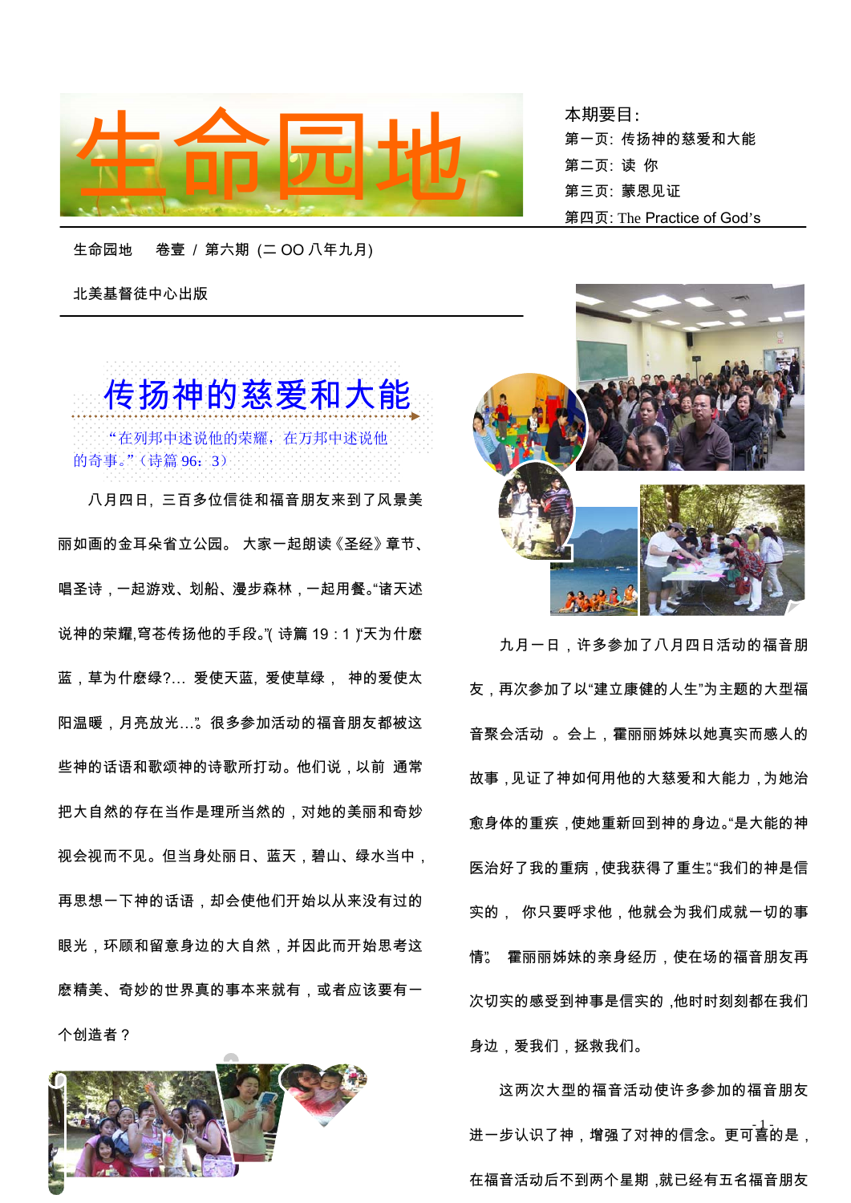# 生命园地

本期要目:

第一页: 传扬神的慈爱和大能

第二页: 读 你

第三页: 蒙恩见证

第四页: The Practice of God's

生命园地　卷壹 / 第六期 (二 OO 八年九月)

北美基督徒中心出版

## 传扬神的慈爱和大能

"在列邦中述说他的荣耀，在万邦中述说他的奇事。"（诗篇 96：3）

八月四日，三百多位信徒和福音朋友来到了风景美丽如画的金耳朵省立公园。 大家一起朗读《圣经》章节、唱圣诗，一起游戏、划船、漫步森林，一起用餐。"诸天述说神的荣耀,穹苍传扬他的手段。"( 诗篇 19：1 )"天为什麽蓝，草为什麽绿?… 爱使天蓝，爱使草绿， 神的爱使太阳温暖，月亮放光…"。很多参加活动的福音朋友都被这些神的话语和歌颂神的诗歌所打动。他们说，以前 通常把大自然的存在当作是理所当然的，对她的美丽和奇妙视会视而不见。但当身处丽日、蓝天，碧山、绿水当中，再思想一下神的话语，却会使他们开始以从来没有过的眼光，环顾和留意身边的大自然，并因此而开始思考这麽精美、奇妙的世界真的事本来就有，或者应该要有一个创造者？

九月一日，许多参加了八月四日活动的福音朋友，再次参加了以"建立康健的人生"为主题的大型福音聚会活动 。会上，霍丽丽姊妹以她真实而感人的故事，见证了神如何用他的大慈爱和大能力，为她治愈身体的重疾，使她重新回到神的身边。"是大能的神医治好了我的重病，使我获得了重生。""我们的神是信实的， 你只要呼求他，他就会为我们成就一切的事情"。 霍丽丽姊妹的亲身经历，使在场的福音朋友再次切实的感受到神事是信实的 ,他时时刻刻都在我们身边，爱我们，拯救我们。

这两次大型的福音活动使许多参加的福音朋友进一步认识了神，增强了对神的信念。更可喜的是，在福音活动后不到两个星期 ,就已经有五名福音朋友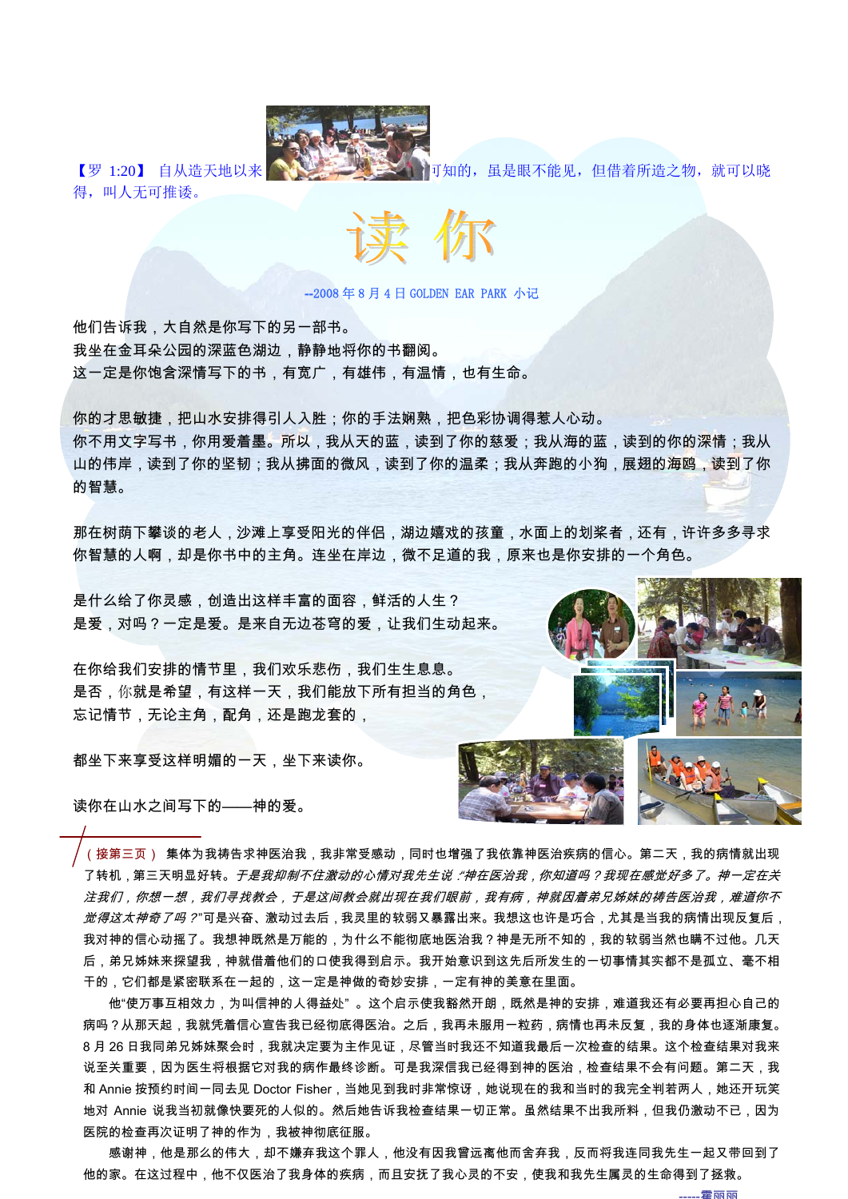【罗 1:20】 自从造天地以来，神的永能和神性是明明可知的，虽是眼不能见，但借着所造之物，就可以晓得，叫人无可推诿。

# 读 你

--2008 年 8 月 4 日 GOLDEN EAR PARK 小记

他们告诉我，大自然是你写下的另一部书。
我坐在金耳朵公园的深蓝色湖边，静静地将你的书翻阅。
这一定是你饱含深情写下的书，有宽广，有雄伟，有温情，也有生命。

你的才思敏捷，把山水安排得引人入胜；你的手法娴熟，把色彩协调得惹人心动。
你不用文字写书，你用爱着墨。所以，我从天的蓝，读到了你的慈爱；我从海的蓝，读到的你的深情；我从山的伟岸，读到了你的坚韧；我从拂面的微风，读到了你的温柔；我从奔跑的小狗，展翅的海鸥，读到了你的智慧。

那在树荫下攀谈的老人，沙滩上享受阳光的伴侣，湖边嬉戏的孩童，水面上的划桨者，还有，许许多多寻求你智慧的人啊，却是你书中的主角。连坐在岸边，微不足道的我，原来也是你安排的一个角色。

是什么给了你灵感，创造出这样丰富的面容，鲜活的人生？
是爱，对吗？一定是爱。是来自无边苍穹的爱，让我们生动起来。

在你给我们安排的情节里，我们欢乐悲伤，我们生生息息。
是否，你就是希望，有这样一天，我们能放下所有担当的角色，
忘记情节，无论主角，配角，还是跑龙套的，

都坐下来享受这样明媚的一天，坐下来读你。

读你在山水之间写下的——神的爱。

（接第三页） 集体为我祷告求神医治我，我非常受感动，同时也增强了我依靠神医治疾病的信心。第二天，我的病情就出现了转机，第三天明显好转。*于是我抑制不住激动的心情对我先生说："神在医治我，你知道吗？我现在感觉好多了。神一定在关注我们，你想一想，我们寻找教会，于是这间教会就出现在我们眼前，我有病，神就因着弟兄姊妹的祷告医治我，难道你不觉得这太神奇了吗？"*可是兴奋、激动过去后，我灵里的软弱又暴露出来。我想这也许是巧合，尤其是当我的病情出现反复后，我对神的信心动摇了。我想神既然是万能的，为什么不能彻底地医治我？神是无所不知的，我的软弱当然也瞒不过他。几天后，弟兄姊妹来探望我，神就借着他们的口使我得到启示。我开始意识到这先后所发生的一切事情其实都不是孤立、毫不相干的，它们都是紧密联系在一起的，这一定是神做的奇妙安排，一定有神的美意在里面。

他"使万事互相效力，为叫信神的人得益处"。这个启示使我豁然开朗，既然是神的安排，难道我还有必要再担心自己的病吗？从那天起，我就凭着信心宣告我已经彻底得医治。之后，我再未服用一粒药，病情也再未反复，我的身体也逐渐康复。8 月 26 日我同弟兄姊妹聚会时，我就决定要为主作见证，尽管当时我还不知道我最后一次检查的结果。这个检查结果对我来说至关重要，因为医生将根据它对我的病作最终诊断。可是我深信我已经得到神的医治，检查结果不会有问题。第二天，我和 Annie 按预约时间一同去见 Doctor Fisher，当她见到我时非常惊讶，她说现在的我和当时的我完全判若两人，她还开玩笑地对 Annie 说我当初就像快要死的人似的。然后她告诉我检查结果一切正常。虽然结果不出我所料，但我仍激动不已，因为医院的检查再次证明了神的作为，我被神彻底征服。

感谢神，他是那么的伟大，却不嫌弃我这个罪人，他没有因我曾远离他而舍弃我，反而将我连同我先生一起又带回到了他的家。在这过程中，他不仅医治了我身体的疾病，而且安抚了我心灵的不安，使我和我先生属灵的生命得到了拯救。

-----霍丽丽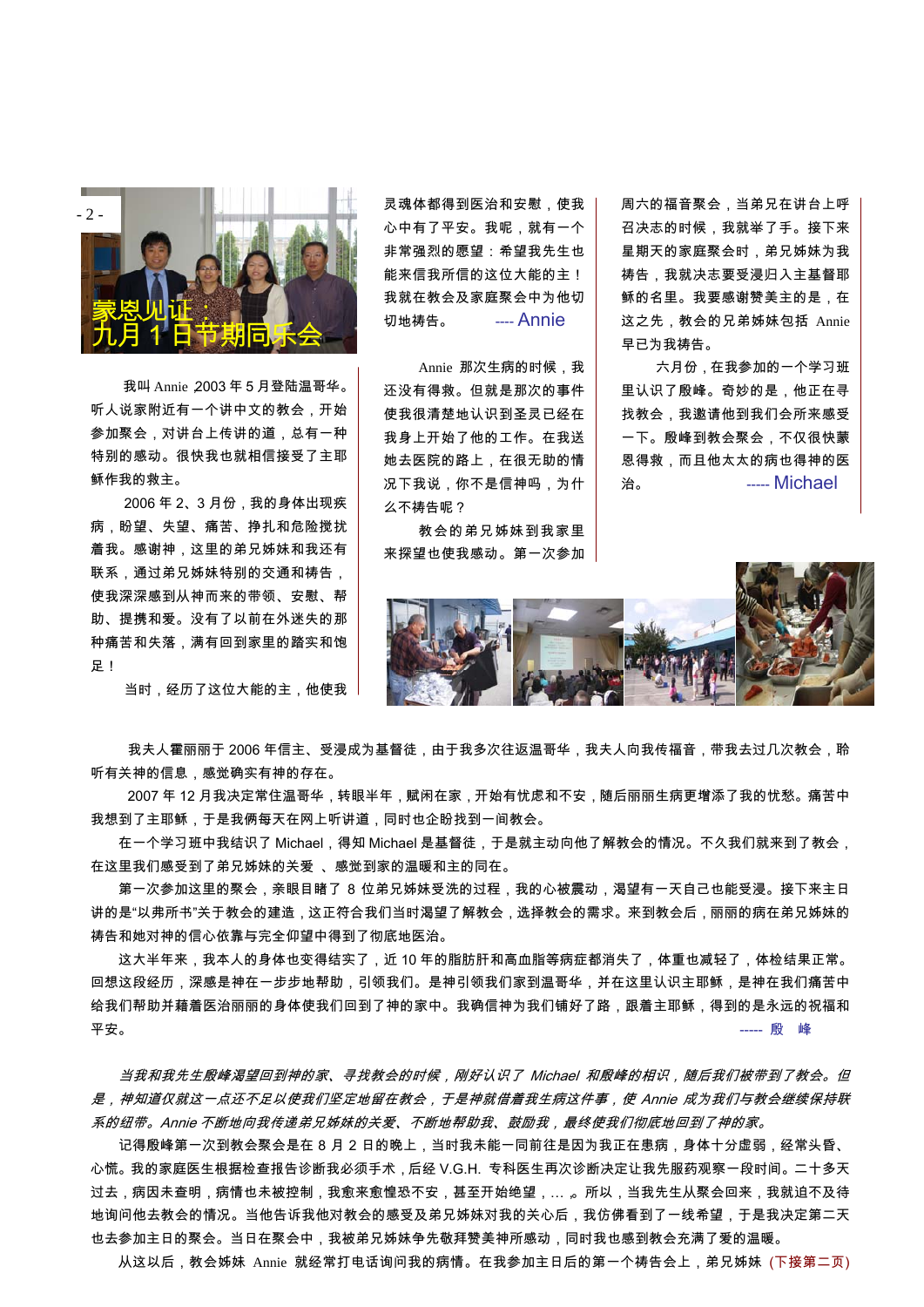# 蒙恩见证：九月 1 日节期同乐会

我叫 Annie ,2003 年 5 月登陆温哥华。听人说家附近有一个讲中文的教会，开始参加聚会，对讲台上传讲的道，总有一种特别的感动。很快我也就相信接受了主耶稣作我的救主。

2006 年 2、3 月份，我的身体出现疾病，盼望、失望、痛苦、挣扎和危险搅扰着我。感谢神，这里的弟兄姊妹和我还有联系，通过弟兄姊妹特别的交通和祷告，使我深深感到从神而来的带领、安慰、帮助、提携和爱。没有了以前在外迷失的那种痛苦和失落，满有回到家里的踏实和饱足！

当时，经历了这位大能的主，他使我灵魂体都得到医治和安慰，使我心中有了平安。我呢，就有一个非常强烈的愿望：希望我先生也能来信我所信的这位大能的主！我就在教会及家庭聚会中为他切切地祷告。　　---- Annie

Annie 那次生病的时候，我还没有得救。但就是那次的事件使我很清楚地认识到圣灵已经在我身上开始了他的工作。在我送她去医院的路上，在很无助的情况下我说，你不是信神吗，为什么不祷告呢？

教会的弟兄姊妹到我家里来探望也使我感动。第一次参加周六的福音聚会，当弟兄在讲台上呼召决志的时候，我就举了手。接下来星期天的家庭聚会时，弟兄姊妹为我祷告，我就决志要受浸归入主基督耶稣的名里。我要感谢赞美主的是，在这之先，教会的弟兄姊妹包括 Annie 早已为我祷告。

六月份，在我参加的一个学习班里认识了殷峰。奇妙的是，他正在寻找教会，我邀请他到我们会所来感受一下。殷峰到教会聚会，不仅很快蒙恩得救，而且他太太的病也得神的医治。　　----- Michael

我夫人霍丽丽于 2006 年信主、受浸成为基督徒，由于我多次往返温哥华，我夫人向我传福音，带我去过几次教会，聆听有关神的信息，感觉确实有神的存在。

2007 年 12 月我决定常住温哥华，转眼半年，赋闲在家，开始有忧虑和不安，随后丽丽生病更增添了我的忧愁。痛苦中我想到了主耶稣，于是我俩每天在网上听讲道，同时也企盼找到一间教会。

在一个学习班中我结识了 Michael，得知 Michael 是基督徒，于是就主动向他了解教会的情况。不久我们就来到了教会，在这里我们感受到了弟兄姊妹的关爱 、感觉到家的温暖和主的同在。

第一次参加这里的聚会，亲眼目睹了 8 位弟兄姊妹受洗的过程，我的心被震动，渴望有一天自己也能受浸。接下来主日讲的是"以弗所书"关于教会的建造，这正符合我们当时渴望了解教会，选择教会的需求。来到教会后，丽丽的病在弟兄姊妹的祷告和她对神的信心依靠与完全仰望中得到了彻底地医治。

这大半年来，我本人的身体也变得结实了，近 10 年的脂肪肝和高血脂等病症都消失了，体重也减轻了，体检结果正常。回想这段经历，深感是神在一步步地帮助，引领我们。是神引领我们家到温哥华，并在这里认识主耶稣，是神在我们痛苦中给我们帮助并藉着医治丽丽的身体使我们回到了神的家中。我确信神为我们铺好了路，跟着主耶稣，得到的是永远的祝福和平安。　　----- 殷　峰

*当我和我先生殷峰渴望回到神的家、寻找教会的时候，刚好认识了 Michael 和殷峰的相识，随后我们被带到了教会。但是，神知道仅就这一点还不足以使我们坚定地留在教会，于是神就借着我生病这件事，使 Annie 成为我们与教会继续保持联系的纽带。Annie 不断地向我传递弟兄姊妹的关爱、不断地帮助我、鼓励我，最终使我们彻底地回到了神的家。*

记得殷峰第一次到教会聚会是在 8 月 2 日的晚上，当时我未能一同前往是因为我正在患病，身体十分虚弱，经常头昏、心慌。我的家庭医生根据检查报告诊断我必须手术，后经 V.G.H. 专科医生再次诊断决定让我先服药观察一段时间。二十多天过去，病因未查明，病情也未被控制，我愈来愈惶恐不安，甚至开始绝望，… 。所以，当我先生从聚会回来，我就迫不及待地询问他去教会的情况。当他告诉我他对教会的感受及弟兄姊妹对我的关心后，我仿佛看到了一线希望，于是我决定第二天也去参加主日的聚会。当日在聚会中，我被弟兄姊妹争先敬拜赞美神所感动，同时我也感到教会充满了爱的温暖。

从这以后，教会姊妹 Annie 就经常打电话询问我的病情。在我参加主日后的第一个祷告会上，弟兄姊妹 (下接第二页)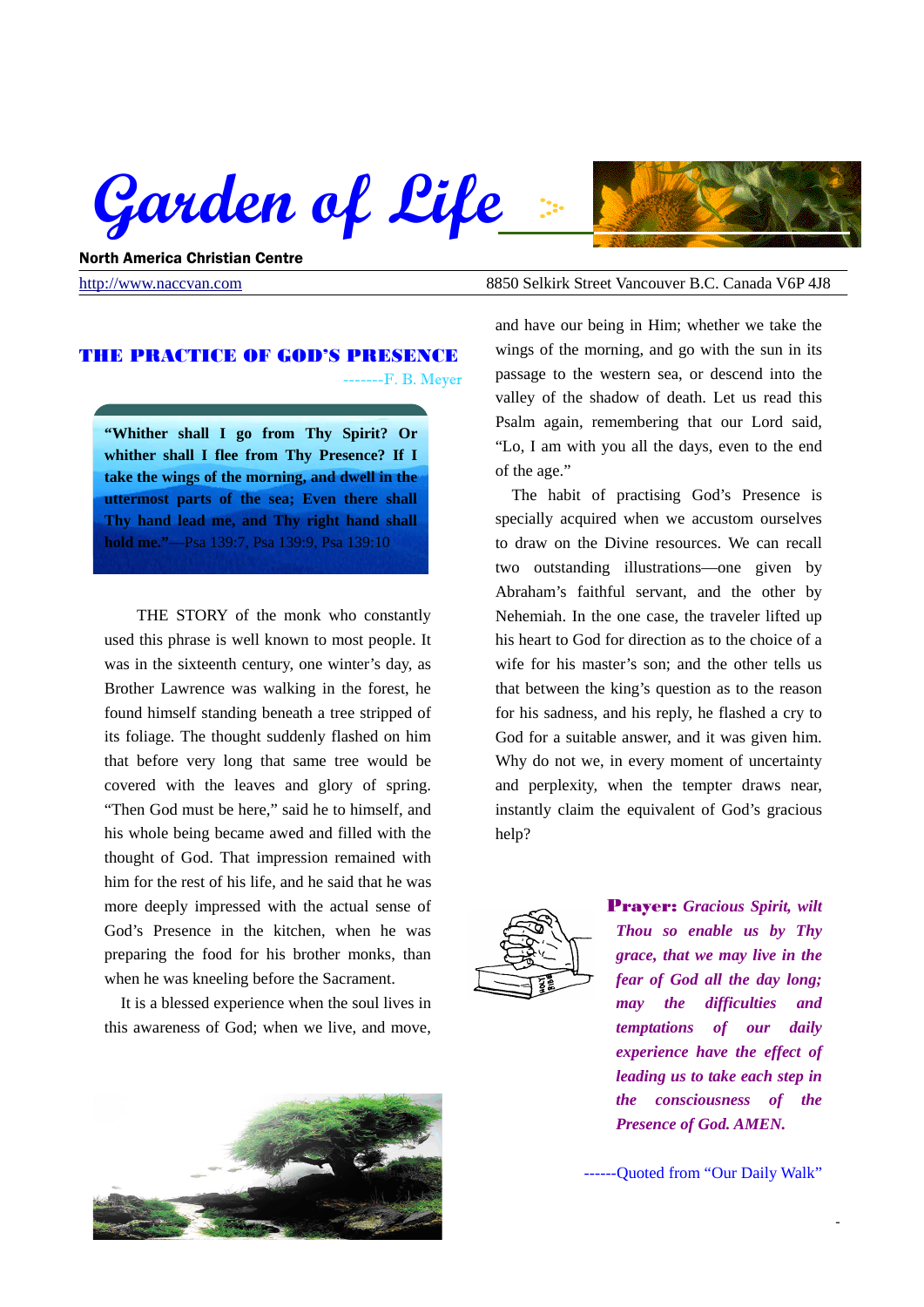# Garden of Life

**North America Christian Centre**

http://www.naccvan.com 8850 Selkirk Street Vancouver B.C. Canada V6P 4J8

## THE PRACTICE OF GOD'S PRESENCE

-------F. B. Meyer

**"Whither shall I go from Thy Spirit? Or whither shall I flee from Thy Presence? If I take the wings of the morning, and dwell in the uttermost parts of the sea; Even there shall Thy hand lead me, and Thy right hand shall hold me."**—Psa 139:7, Psa 139:9, Psa 139:10

THE STORY of the monk who constantly used this phrase is well known to most people. It was in the sixteenth century, one winter's day, as Brother Lawrence was walking in the forest, he found himself standing beneath a tree stripped of its foliage. The thought suddenly flashed on him that before very long that same tree would be covered with the leaves and glory of spring. "Then God must be here," said he to himself, and his whole being became awed and filled with the thought of God. That impression remained with him for the rest of his life, and he said that he was more deeply impressed with the actual sense of God's Presence in the kitchen, when he was preparing the food for his brother monks, than when he was kneeling before the Sacrament.

It is a blessed experience when the soul lives in this awareness of God; when we live, and move, and have our being in Him; whether we take the wings of the morning, and go with the sun in its passage to the western sea, or descend into the valley of the shadow of death. Let us read this Psalm again, remembering that our Lord said, "Lo, I am with you all the days, even to the end of the age."

The habit of practising God's Presence is specially acquired when we accustom ourselves to draw on the Divine resources. We can recall two outstanding illustrations—one given by Abraham's faithful servant, and the other by Nehemiah. In the one case, the traveler lifted up his heart to God for direction as to the choice of a wife for his master's son; and the other tells us that between the king's question as to the reason for his sadness, and his reply, he flashed a cry to God for a suitable answer, and it was given him. Why do not we, in every moment of uncertainty and perplexity, when the tempter draws near, instantly claim the equivalent of God's gracious help?

**Prayer:** *Gracious Spirit, wilt Thou so enable us by Thy grace, that we may live in the fear of God all the day long; may the difficulties and temptations of our daily experience have the effect of leading us to take each step in the consciousness of the Presence of God. AMEN.*

------Quoted from "Our Daily Walk"